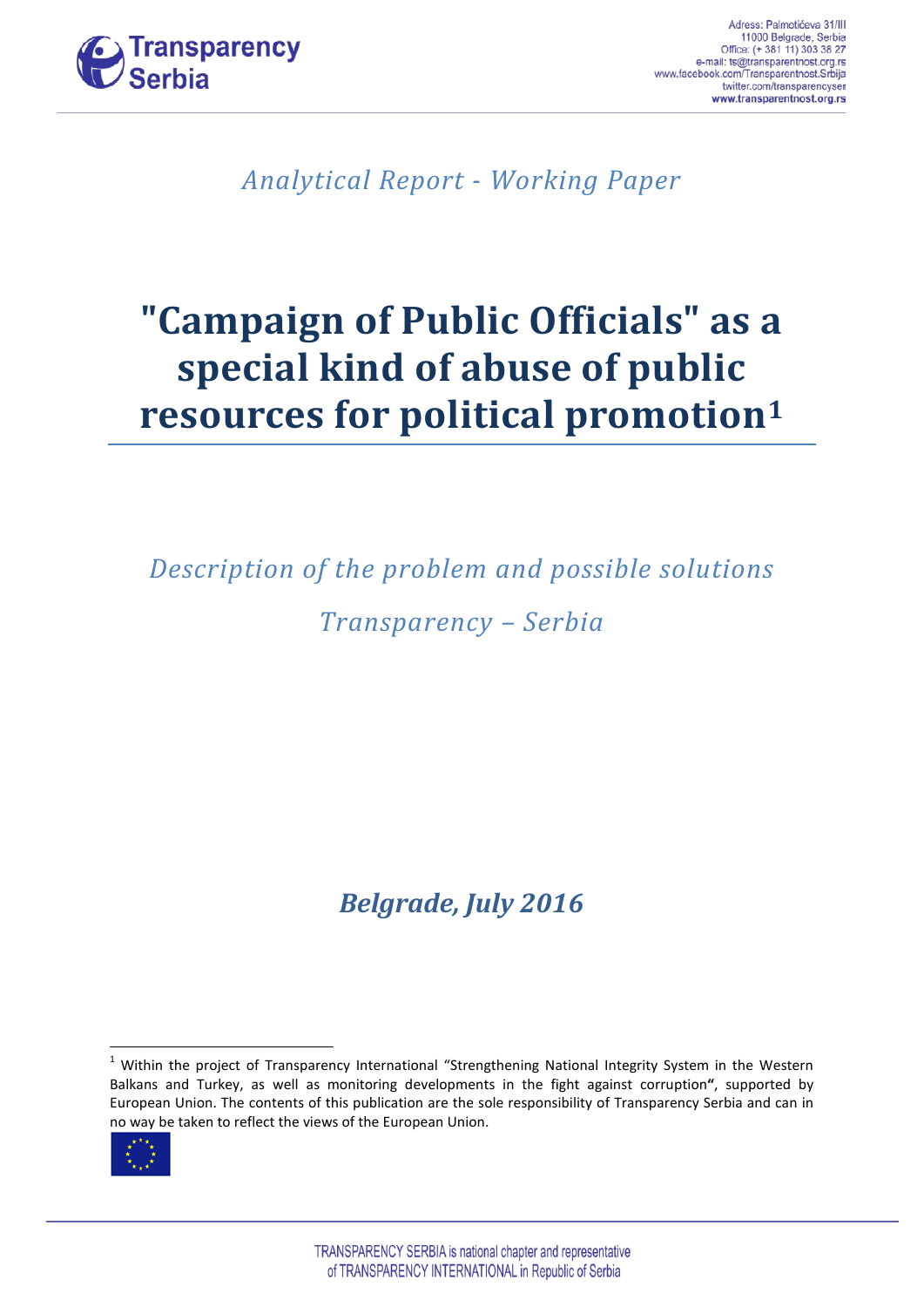Adress: Palmotićeva 31/III
11000 Belgrade, Serbia
Office: (+ 381 11) 303 38 27
e-mail: ts@transparentnost.org.rs
www.facebook.com/Transparentnost.Srbija
twitter.com/transparencyser
**www.transparentnost.org.rs**

*Analytical Report - Working Paper*

# "Campaign of Public Officials" as a special kind of abuse of public resources for political promotion[1]

*Description of the problem and possible solutions*

*Transparency – Serbia*

***Belgrade, July 2016***

[1] Within the project of Transparency International "Strengthening National Integrity System in the Western Balkans and Turkey, as well as monitoring developments in the fight against corruption**"**, supported by European Union. The contents of this publication are the sole responsibility of Transparency Serbia and can in no way be taken to reflect the views of the European Union.

TRANSPARENCY SERBIA is national chapter and representative of TRANSPARENCY INTERNATIONAL in Republic of Serbia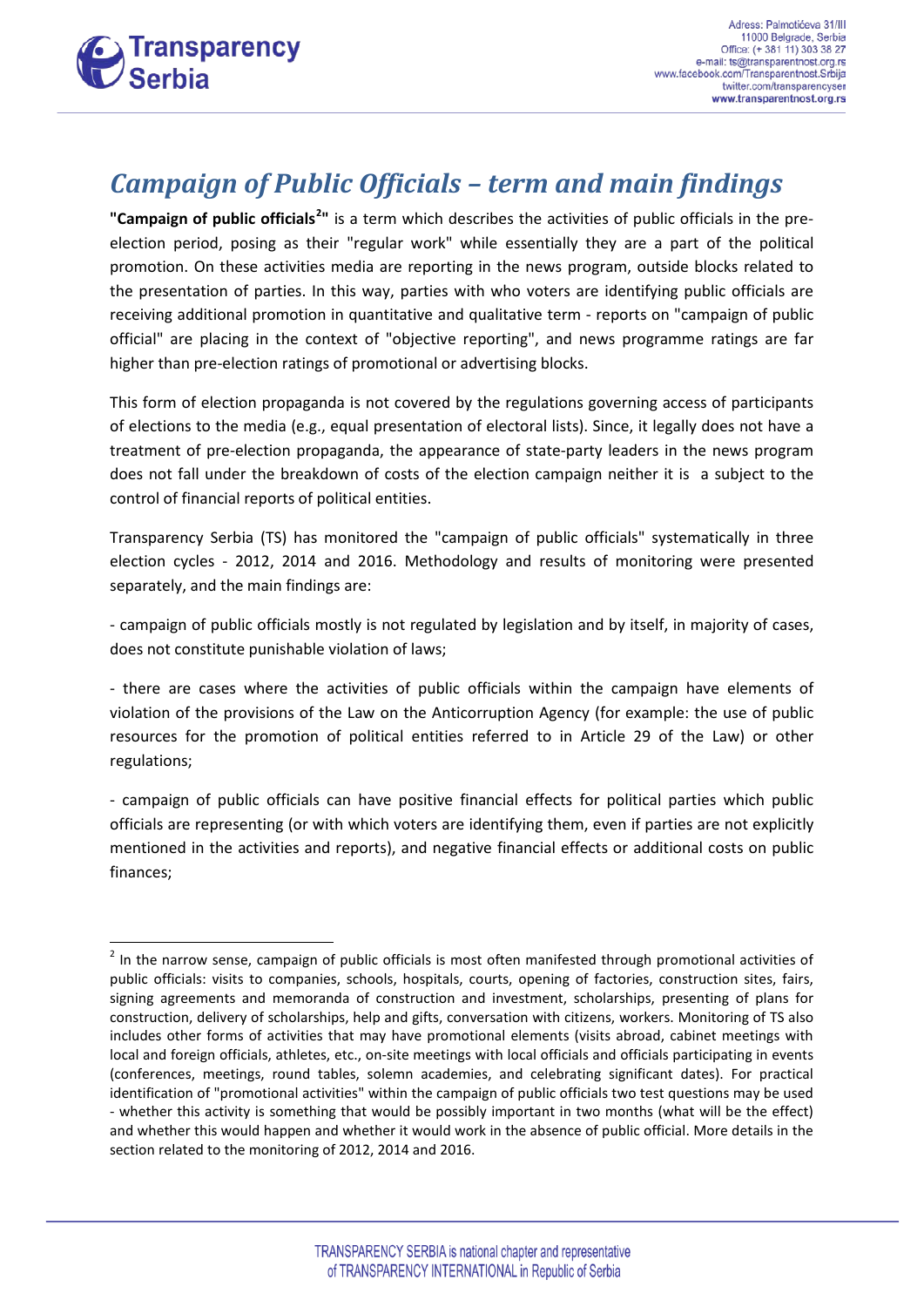# *Campaign of Public Officials – term and main findings*

**"Campaign of public officials[2]"** is a term which describes the activities of public officials in the pre-election period, posing as their "regular work" while essentially they are a part of the political promotion. On these activities media are reporting in the news program, outside blocks related to the presentation of parties. In this way, parties with who voters are identifying public officials are receiving additional promotion in quantitative and qualitative term - reports on "campaign of public official" are placing in the context of "objective reporting", and news programme ratings are far higher than pre-election ratings of promotional or advertising blocks.

This form of election propaganda is not covered by the regulations governing access of participants of elections to the media (e.g., equal presentation of electoral lists). Since, it legally does not have a treatment of pre-election propaganda, the appearance of state-party leaders in the news program does not fall under the breakdown of costs of the election campaign neither it is a subject to the control of financial reports of political entities.

Transparency Serbia (TS) has monitored the "campaign of public officials" systematically in three election cycles - 2012, 2014 and 2016. Methodology and results of monitoring were presented separately, and the main findings are:

- campaign of public officials mostly is not regulated by legislation and by itself, in majority of cases, does not constitute punishable violation of laws;

- there are cases where the activities of public officials within the campaign have elements of violation of the provisions of the Law on the Anticorruption Agency (for example: the use of public resources for the promotion of political entities referred to in Article 29 of the Law) or other regulations;

- campaign of public officials can have positive financial effects for political parties which public officials are representing (or with which voters are identifying them, even if parties are not explicitly mentioned in the activities and reports), and negative financial effects or additional costs on public finances;

---

[2] In the narrow sense, campaign of public officials is most often manifested through promotional activities of public officials: visits to companies, schools, hospitals, courts, opening of factories, construction sites, fairs, signing agreements and memoranda of construction and investment, scholarships, presenting of plans for construction, delivery of scholarships, help and gifts, conversation with citizens, workers. Monitoring of TS also includes other forms of activities that may have promotional elements (visits abroad, cabinet meetings with local and foreign officials, athletes, etc., on-site meetings with local officials and officials participating in events (conferences, meetings, round tables, solemn academies, and celebrating significant dates). For practical identification of "promotional activities" within the campaign of public officials two test questions may be used - whether this activity is something that would be possibly important in two months (what will be the effect) and whether this would happen and whether it would work in the absence of public official. More details in the section related to the monitoring of 2012, 2014 and 2016.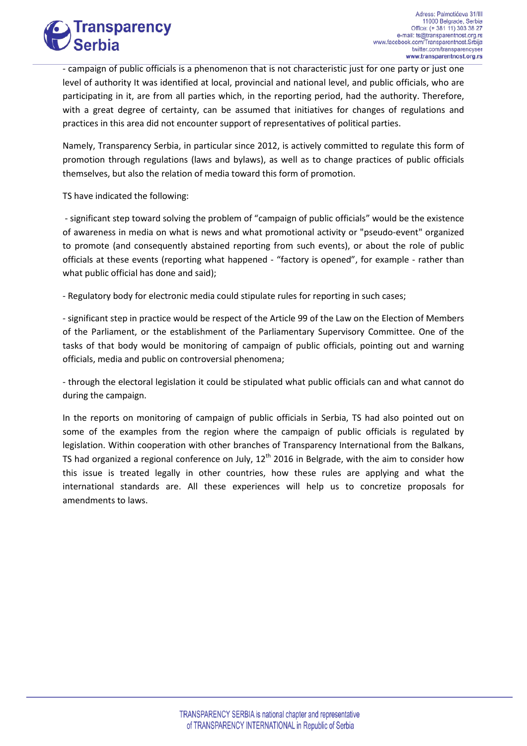- campaign of public officials is a phenomenon that is not characteristic just for one party or just one level of authority It was identified at local, provincial and national level, and public officials, who are participating in it, are from all parties which, in the reporting period, had the authority. Therefore, with a great degree of certainty, can be assumed that initiatives for changes of regulations and practices in this area did not encounter support of representatives of political parties.

Namely, Transparency Serbia, in particular since 2012, is actively committed to regulate this form of promotion through regulations (laws and bylaws), as well as to change practices of public officials themselves, but also the relation of media toward this form of promotion.

TS have indicated the following:

- significant step toward solving the problem of "campaign of public officials" would be the existence of awareness in media on what is news and what promotional activity or "pseudo-event" organized to promote (and consequently abstained reporting from such events), or about the role of public officials at these events (reporting what happened - "factory is opened", for example - rather than what public official has done and said);

- Regulatory body for electronic media could stipulate rules for reporting in such cases;

- significant step in practice would be respect of the Article 99 of the Law on the Election of Members of the Parliament, or the establishment of the Parliamentary Supervisory Committee. One of the tasks of that body would be monitoring of campaign of public officials, pointing out and warning officials, media and public on controversial phenomena;

- through the electoral legislation it could be stipulated what public officials can and what cannot do during the campaign.

In the reports on monitoring of campaign of public officials in Serbia, TS had also pointed out on some of the examples from the region where the campaign of public officials is regulated by legislation. Within cooperation with other branches of Transparency International from the Balkans, TS had organized a regional conference on July, 12th 2016 in Belgrade, with the aim to consider how this issue is treated legally in other countries, how these rules are applying and what the international standards are. All these experiences will help us to concretize proposals for amendments to laws.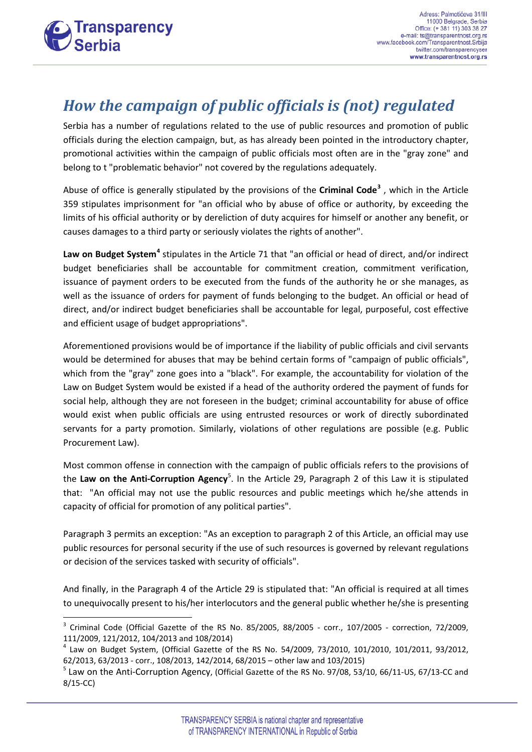# *How the campaign of public officials is (not) regulated*

Serbia has a number of regulations related to the use of public resources and promotion of public officials during the election campaign, but, as has already been pointed in the introductory chapter, promotional activities within the campaign of public officials most often are in the "gray zone" and belong to t "problematic behavior" not covered by the regulations adequately.

Abuse of office is generally stipulated by the provisions of the **Criminal Code**[3] , which in the Article 359 stipulates imprisonment for "an official who by abuse of office or authority, by exceeding the limits of his official authority or by dereliction of duty acquires for himself or another any benefit, or causes damages to a third party or seriously violates the rights of another".

**Law on Budget System**[4] stipulates in the Article 71 that "an official or head of direct, and/or indirect budget beneficiaries shall be accountable for commitment creation, commitment verification, issuance of payment orders to be executed from the funds of the authority he or she manages, as well as the issuance of orders for payment of funds belonging to the budget. An official or head of direct, and/or indirect budget beneficiaries shall be accountable for legal, purposeful, cost effective and efficient usage of budget appropriations".

Aforementioned provisions would be of importance if the liability of public officials and civil servants would be determined for abuses that may be behind certain forms of "campaign of public officials", which from the "gray" zone goes into a "black". For example, the accountability for violation of the Law on Budget System would be existed if a head of the authority ordered the payment of funds for social help, although they are not foreseen in the budget; criminal accountability for abuse of office would exist when public officials are using entrusted resources or work of directly subordinated servants for a party promotion. Similarly, violations of other regulations are possible (e.g. Public Procurement Law).

Most common offense in connection with the campaign of public officials refers to the provisions of the **Law on the Anti-Corruption Agency**[5]. In the Article 29, Paragraph 2 of this Law it is stipulated that: "An official may not use the public resources and public meetings which he/she attends in capacity of official for promotion of any political parties".

Paragraph 3 permits an exception: "As an exception to paragraph 2 of this Article, an official may use public resources for personal security if the use of such resources is governed by relevant regulations or decision of the services tasked with security of officials".

And finally, in the Paragraph 4 of the Article 29 is stipulated that: "An official is required at all times to unequivocally present to his/her interlocutors and the general public whether he/she is presenting

---

[3] Criminal Code (Official Gazette of the RS No. 85/2005, 88/2005 - corr., 107/2005 - correction, 72/2009, 111/2009, 121/2012, 104/2013 and 108/2014)

[4] Law on Budget System, (Official Gazette of the RS No. 54/2009, 73/2010, 101/2010, 101/2011, 93/2012, 62/2013, 63/2013 - corr., 108/2013, 142/2014, 68/2015 – other law and 103/2015)

[5] Law on the Anti-Corruption Agency, (Official Gazette of the RS No. 97/08, 53/10, 66/11-US, 67/13-CC and 8/15-CC)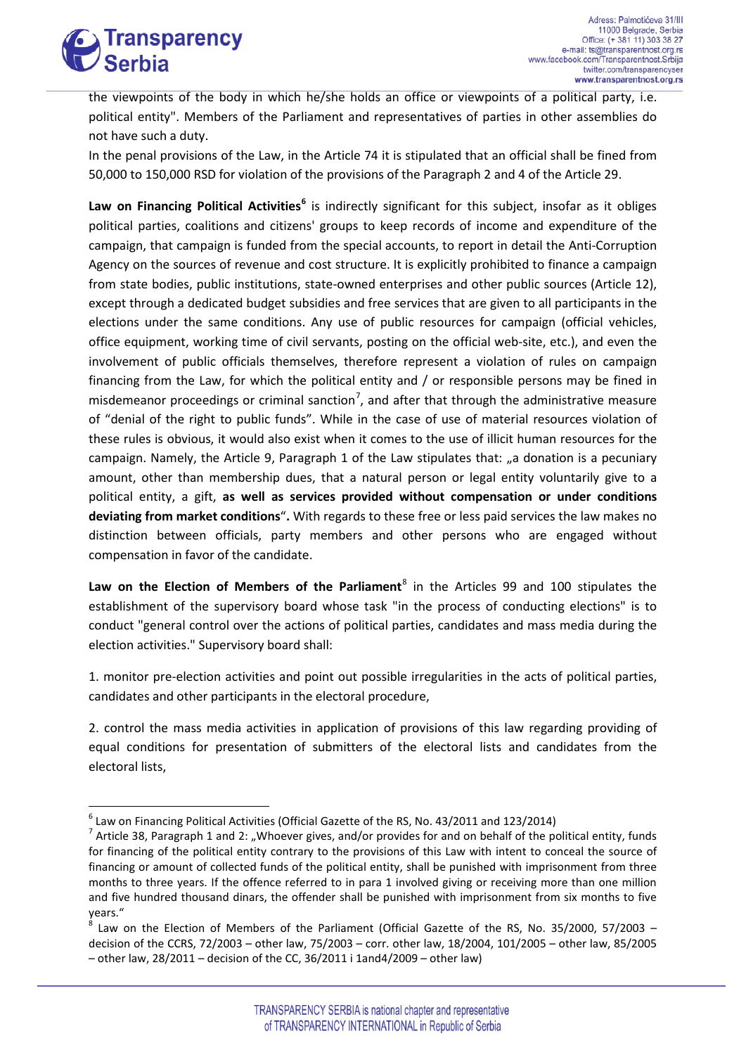the viewpoints of the body in which he/she holds an office or viewpoints of a political party, i.e. political entity". Members of the Parliament and representatives of parties in other assemblies do not have such a duty.

In the penal provisions of the Law, in the Article 74 it is stipulated that an official shall be fined from 50,000 to 150,000 RSD for violation of the provisions of the Paragraph 2 and 4 of the Article 29.

**Law on Financing Political Activities**[6] is indirectly significant for this subject, insofar as it obliges political parties, coalitions and citizens' groups to keep records of income and expenditure of the campaign, that campaign is funded from the special accounts, to report in detail the Anti-Corruption Agency on the sources of revenue and cost structure. It is explicitly prohibited to finance a campaign from state bodies, public institutions, state-owned enterprises and other public sources (Article 12), except through a dedicated budget subsidies and free services that are given to all participants in the elections under the same conditions. Any use of public resources for campaign (official vehicles, office equipment, working time of civil servants, posting on the official web-site, etc.), and even the involvement of public officials themselves, therefore represent a violation of rules on campaign financing from the Law, for which the political entity and / or responsible persons may be fined in misdemeanor proceedings or criminal sanction[7], and after that through the administrative measure of "denial of the right to public funds". While in the case of use of material resources violation of these rules is obvious, it would also exist when it comes to the use of illicit human resources for the campaign. Namely, the Article 9, Paragraph 1 of the Law stipulates that: „a donation is a pecuniary amount, other than membership dues, that a natural person or legal entity voluntarily give to a political entity, a gift, **as well as services provided without compensation or under conditions deviating from market conditions**". With regards to these free or less paid services the law makes no distinction between officials, party members and other persons who are engaged without compensation in favor of the candidate.

**Law on the Election of Members of the Parliament**[8] in the Articles 99 and 100 stipulates the establishment of the supervisory board whose task "in the process of conducting elections" is to conduct "general control over the actions of political parties, candidates and mass media during the election activities." Supervisory board shall:

1. monitor pre-election activities and point out possible irregularities in the acts of political parties, candidates and other participants in the electoral procedure,

2. control the mass media activities in application of provisions of this law regarding providing of equal conditions for presentation of submitters of the electoral lists and candidates from the electoral lists,

---

[6] Law on Financing Political Activities (Official Gazette of the RS, No. 43/2011 and 123/2014)

[7] Article 38, Paragraph 1 and 2: „Whoever gives, and/or provides for and on behalf of the political entity, funds for financing of the political entity contrary to the provisions of this Law with intent to conceal the source of financing or amount of collected funds of the political entity, shall be punished with imprisonment from three months to three years. If the offence referred to in para 1 involved giving or receiving more than one million and five hundred thousand dinars, the offender shall be punished with imprisonment from six months to five years."

[8] Law on the Election of Members of the Parliament (Official Gazette of the RS, No. 35/2000, 57/2003 – decision of the CCRS, 72/2003 – other law, 75/2003 – corr. other law, 18/2004, 101/2005 – other law, 85/2005 – other law, 28/2011 – decision of the CC, 36/2011 i 1and4/2009 – other law)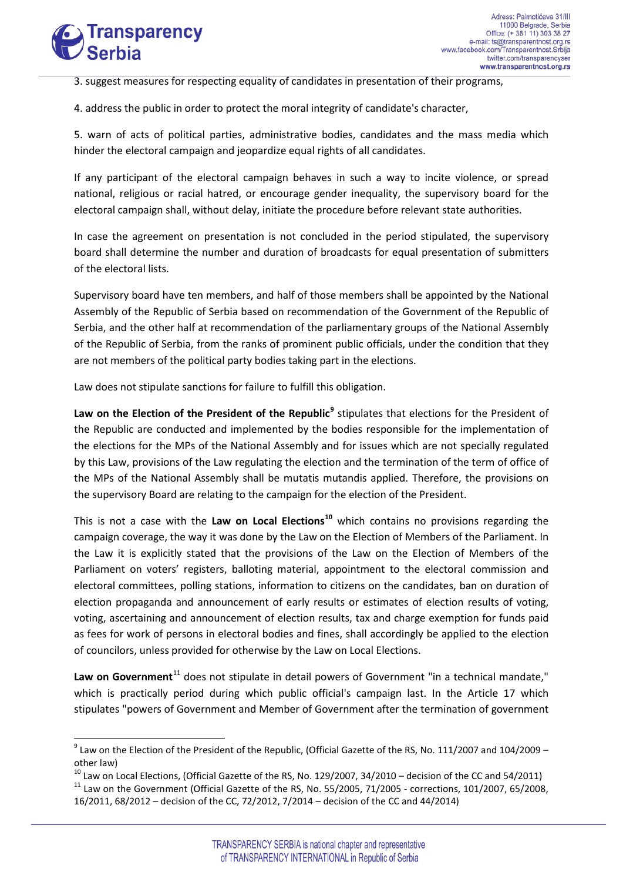3. suggest measures for respecting equality of candidates in presentation of their programs,

4. address the public in order to protect the moral integrity of candidate's character,

5. warn of acts of political parties, administrative bodies, candidates and the mass media which hinder the electoral campaign and jeopardize equal rights of all candidates.

If any participant of the electoral campaign behaves in such a way to incite violence, or spread national, religious or racial hatred, or encourage gender inequality, the supervisory board for the electoral campaign shall, without delay, initiate the procedure before relevant state authorities.

In case the agreement on presentation is not concluded in the period stipulated, the supervisory board shall determine the number and duration of broadcasts for equal presentation of submitters of the electoral lists.

Supervisory board have ten members, and half of those members shall be appointed by the National Assembly of the Republic of Serbia based on recommendation of the Government of the Republic of Serbia, and the other half at recommendation of the parliamentary groups of the National Assembly of the Republic of Serbia, from the ranks of prominent public officials, under the condition that they are not members of the political party bodies taking part in the elections.

Law does not stipulate sanctions for failure to fulfill this obligation.

**Law on the Election of the President of the Republic**[9] stipulates that elections for the President of the Republic are conducted and implemented by the bodies responsible for the implementation of the elections for the MPs of the National Assembly and for issues which are not specially regulated by this Law, provisions of the Law regulating the election and the termination of the term of office of the MPs of the National Assembly shall be mutatis mutandis applied. Therefore, the provisions on the supervisory Board are relating to the campaign for the election of the President.

This is not a case with the **Law on Local Elections**[10] which contains no provisions regarding the campaign coverage, the way it was done by the Law on the Election of Members of the Parliament. In the Law it is explicitly stated that the provisions of the Law on the Election of Members of the Parliament on voters' registers, balloting material, appointment to the electoral commission and electoral committees, polling stations, information to citizens on the candidates, ban on duration of election propaganda and announcement of early results or estimates of election results of voting, voting, ascertaining and announcement of election results, tax and charge exemption for funds paid as fees for work of persons in electoral bodies and fines, shall accordingly be applied to the election of councilors, unless provided for otherwise by the Law on Local Elections.

**Law on Government**[11] does not stipulate in detail powers of Government "in a technical mandate," which is practically period during which public official's campaign last. In the Article 17 which stipulates "powers of Government and Member of Government after the termination of government

---

[9] Law on the Election of the President of the Republic, (Official Gazette of the RS, No. 111/2007 and 104/2009 – other law)

[10] Law on Local Elections, (Official Gazette of the RS, No. 129/2007, 34/2010 – decision of the CC and 54/2011)

[11] Law on the Government (Official Gazette of the RS, No. 55/2005, 71/2005 - corrections, 101/2007, 65/2008, 16/2011, 68/2012 – decision of the CC, 72/2012, 7/2014 – decision of the CC and 44/2014)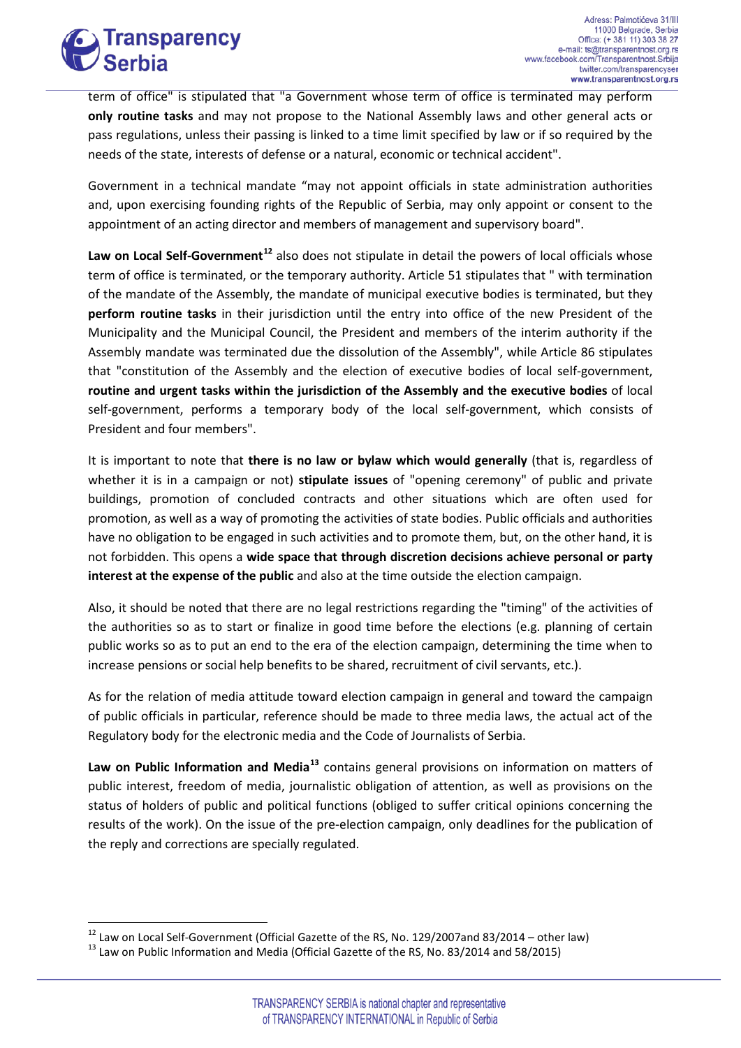term of office" is stipulated that "a Government whose term of office is terminated may perform **only routine tasks** and may not propose to the National Assembly laws and other general acts or pass regulations, unless their passing is linked to a time limit specified by law or if so required by the needs of the state, interests of defense or a natural, economic or technical accident".

Government in a technical mandate "may not appoint officials in state administration authorities and, upon exercising founding rights of the Republic of Serbia, may only appoint or consent to the appointment of an acting director and members of management and supervisory board".

**Law on Local Self-Government**[12] also does not stipulate in detail the powers of local officials whose term of office is terminated, or the temporary authority. Article 51 stipulates that " with termination of the mandate of the Assembly, the mandate of municipal executive bodies is terminated, but they **perform routine tasks** in their jurisdiction until the entry into office of the new President of the Municipality and the Municipal Council, the President and members of the interim authority if the Assembly mandate was terminated due the dissolution of the Assembly", while Article 86 stipulates that "constitution of the Assembly and the election of executive bodies of local self-government, **routine and urgent tasks within the jurisdiction of the Assembly and the executive bodies** of local self-government, performs a temporary body of the local self-government, which consists of President and four members".

It is important to note that **there is no law or bylaw which would generally** (that is, regardless of whether it is in a campaign or not) **stipulate issues** of "opening ceremony" of public and private buildings, promotion of concluded contracts and other situations which are often used for promotion, as well as a way of promoting the activities of state bodies. Public officials and authorities have no obligation to be engaged in such activities and to promote them, but, on the other hand, it is not forbidden. This opens a **wide space that through discretion decisions achieve personal or party interest at the expense of the public** and also at the time outside the election campaign.

Also, it should be noted that there are no legal restrictions regarding the "timing" of the activities of the authorities so as to start or finalize in good time before the elections (e.g. planning of certain public works so as to put an end to the era of the election campaign, determining the time when to increase pensions or social help benefits to be shared, recruitment of civil servants, etc.).

As for the relation of media attitude toward election campaign in general and toward the campaign of public officials in particular, reference should be made to three media laws, the actual act of the Regulatory body for the electronic media and the Code of Journalists of Serbia.

**Law on Public Information and Media**[13] contains general provisions on information on matters of public interest, freedom of media, journalistic obligation of attention, as well as provisions on the status of holders of public and political functions (obliged to suffer critical opinions concerning the results of the work). On the issue of the pre-election campaign, only deadlines for the publication of the reply and corrections are specially regulated.

[12] Law on Local Self-Government (Official Gazette of the RS, No. 129/2007and 83/2014 – other law)

[13] Law on Public Information and Media (Official Gazette of the RS, No. 83/2014 and 58/2015)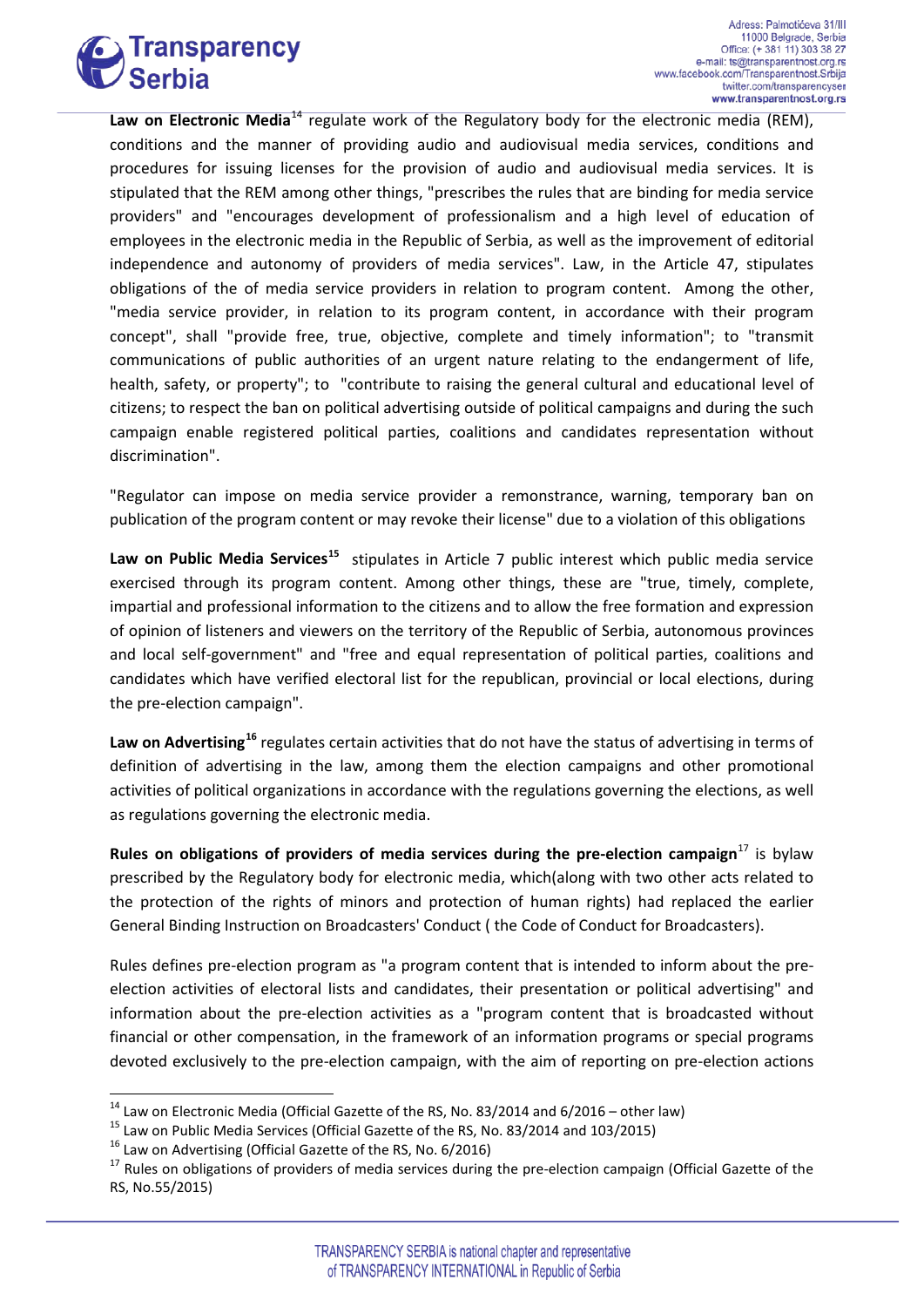**Law on Electronic Media**[14] regulate work of the Regulatory body for the electronic media (REM), conditions and the manner of providing audio and audiovisual media services, conditions and procedures for issuing licenses for the provision of audio and audiovisual media services. It is stipulated that the REM among other things, "prescribes the rules that are binding for media service providers" and "encourages development of professionalism and a high level of education of employees in the electronic media in the Republic of Serbia, as well as the improvement of editorial independence and autonomy of providers of media services". Law, in the Article 47, stipulates obligations of the of media service providers in relation to program content. Among the other, "media service provider, in relation to its program content, in accordance with their program concept", shall "provide free, true, objective, complete and timely information"; to "transmit communications of public authorities of an urgent nature relating to the endangerment of life, health, safety, or property"; to "contribute to raising the general cultural and educational level of citizens; to respect the ban on political advertising outside of political campaigns and during the such campaign enable registered political parties, coalitions and candidates representation without discrimination".

"Regulator can impose on media service provider a remonstrance, warning, temporary ban on publication of the program content or may revoke their license" due to a violation of this obligations

**Law on Public Media Services**[15] stipulates in Article 7 public interest which public media service exercised through its program content. Among other things, these are "true, timely, complete, impartial and professional information to the citizens and to allow the free formation and expression of opinion of listeners and viewers on the territory of the Republic of Serbia, autonomous provinces and local self-government" and "free and equal representation of political parties, coalitions and candidates which have verified electoral list for the republican, provincial or local elections, during the pre-election campaign".

**Law on Advertising**[16] regulates certain activities that do not have the status of advertising in terms of definition of advertising in the law, among them the election campaigns and other promotional activities of political organizations in accordance with the regulations governing the elections, as well as regulations governing the electronic media.

**Rules on obligations of providers of media services during the pre-election campaign**[17] is bylaw prescribed by the Regulatory body for electronic media, which(along with two other acts related to the protection of the rights of minors and protection of human rights) had replaced the earlier General Binding Instruction on Broadcasters' Conduct ( the Code of Conduct for Broadcasters).

Rules defines pre-election program as "a program content that is intended to inform about the pre-election activities of electoral lists and candidates, their presentation or political advertising" and information about the pre-election activities as a "program content that is broadcasted without financial or other compensation, in the framework of an information programs or special programs devoted exclusively to the pre-election campaign, with the aim of reporting on pre-election actions

---

[14] Law on Electronic Media (Official Gazette of the RS, No. 83/2014 and 6/2016 – other law)

[15] Law on Public Media Services (Official Gazette of the RS, No. 83/2014 and 103/2015)

[16] Law on Advertising (Official Gazette of the RS, No. 6/2016)

[17] Rules on obligations of providers of media services during the pre-election campaign (Official Gazette of the RS, No.55/2015)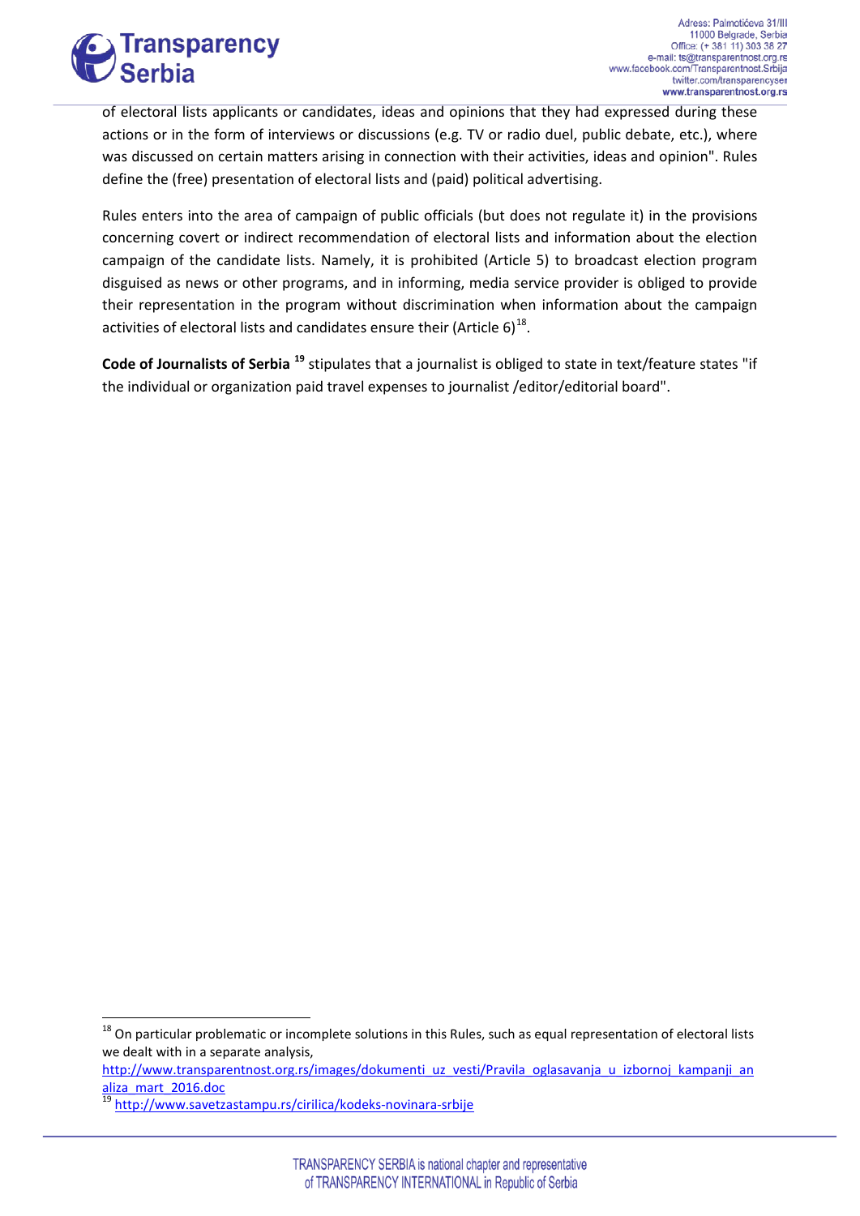of electoral lists applicants or candidates, ideas and opinions that they had expressed during these actions or in the form of interviews or discussions (e.g. TV or radio duel, public debate, etc.), where was discussed on certain matters arising in connection with their activities, ideas and opinion". Rules define the (free) presentation of electoral lists and (paid) political advertising.

Rules enters into the area of campaign of public officials (but does not regulate it) in the provisions concerning covert or indirect recommendation of electoral lists and information about the election campaign of the candidate lists. Namely, it is prohibited (Article 5) to broadcast election program disguised as news or other programs, and in informing, media service provider is obliged to provide their representation in the program without discrimination when information about the campaign activities of electoral lists and candidates ensure their (Article 6)[18].

**Code of Journalists of Serbia** [19] stipulates that a journalist is obliged to state in text/feature states "if the individual or organization paid travel expenses to journalist /editor/editorial board".

---

[18] On particular problematic or incomplete solutions in this Rules, such as equal representation of electoral lists we dealt with in a separate analysis, http://www.transparentnost.org.rs/images/dokumenti_uz_vesti/Pravila_oglasavanja_u_izbornoj_kampanji_analiza_mart_2016.doc

[19] http://www.savetzastampu.rs/cirilica/kodeks-novinara-srbije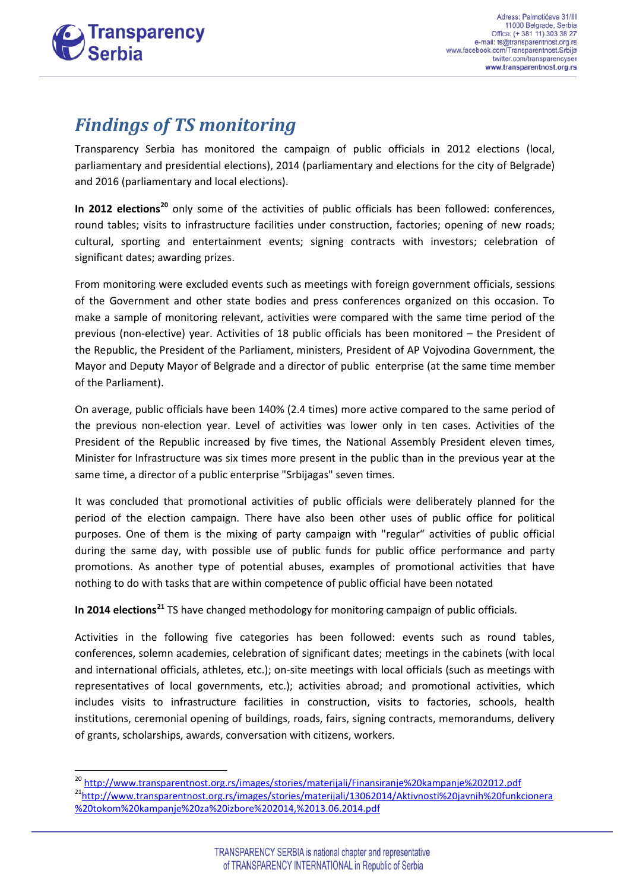## *Findings of TS monitoring*

Transparency Serbia has monitored the campaign of public officials in 2012 elections (local, parliamentary and presidential elections), 2014 (parliamentary and elections for the city of Belgrade) and 2016 (parliamentary and local elections).

**In 2012 elections**[20] only some of the activities of public officials has been followed: conferences, round tables; visits to infrastructure facilities under construction, factories; opening of new roads; cultural, sporting and entertainment events; signing contracts with investors; celebration of significant dates; awarding prizes.

From monitoring were excluded events such as meetings with foreign government officials, sessions of the Government and other state bodies and press conferences organized on this occasion. To make a sample of monitoring relevant, activities were compared with the same time period of the previous (non-elective) year. Activities of 18 public officials has been monitored – the President of the Republic, the President of the Parliament, ministers, President of AP Vojvodina Government, the Mayor and Deputy Mayor of Belgrade and a director of public enterprise (at the same time member of the Parliament).

On average, public officials have been 140% (2.4 times) more active compared to the same period of the previous non-election year. Level of activities was lower only in ten cases. Activities of the President of the Republic increased by five times, the National Assembly President eleven times, Minister for Infrastructure was six times more present in the public than in the previous year at the same time, a director of a public enterprise "Srbijagas" seven times.

It was concluded that promotional activities of public officials were deliberately planned for the period of the election campaign. There have also been other uses of public office for political purposes. One of them is the mixing of party campaign with "regular" activities of public official during the same day, with possible use of public funds for public office performance and party promotions. As another type of potential abuses, examples of promotional activities that have nothing to do with tasks that are within competence of public official have been notated

**In 2014 elections**[21] TS have changed methodology for monitoring campaign of public officials.

Activities in the following five categories has been followed: events such as round tables, conferences, solemn academies, celebration of significant dates; meetings in the cabinets (with local and international officials, athletes, etc.); on-site meetings with local officials (such as meetings with representatives of local governments, etc.); activities abroad; and promotional activities, which includes visits to infrastructure facilities in construction, visits to factories, schools, health institutions, ceremonial opening of buildings, roads, fairs, signing contracts, memorandums, delivery of grants, scholarships, awards, conversation with citizens, workers.

---

[20] http://www.transparentnost.org.rs/images/stories/materijali/Finansiranje%20kampanje%202012.pdf

[21] http://www.transparentnost.org.rs/images/stories/materijali/13062014/Aktivnosti%20javnih%20funkcionera%20tokom%20kampanje%20za%20izbore%202014,%2013.06.2014.pdf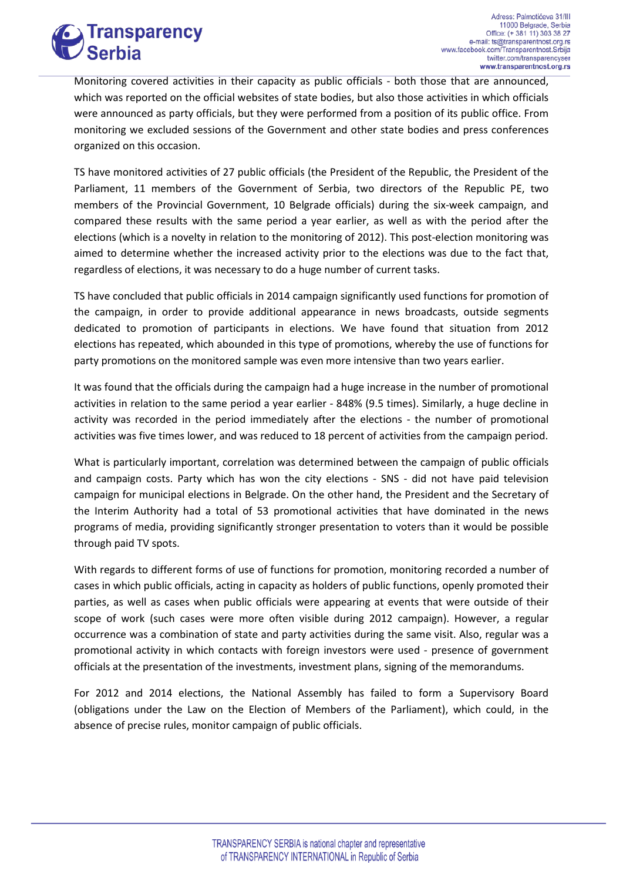Monitoring covered activities in their capacity as public officials - both those that are announced, which was reported on the official websites of state bodies, but also those activities in which officials were announced as party officials, but they were performed from a position of its public office. From monitoring we excluded sessions of the Government and other state bodies and press conferences organized on this occasion.

TS have monitored activities of 27 public officials (the President of the Republic, the President of the Parliament, 11 members of the Government of Serbia, two directors of the Republic PE, two members of the Provincial Government, 10 Belgrade officials) during the six-week campaign, and compared these results with the same period a year earlier, as well as with the period after the elections (which is a novelty in relation to the monitoring of 2012). This post-election monitoring was aimed to determine whether the increased activity prior to the elections was due to the fact that, regardless of elections, it was necessary to do a huge number of current tasks.

TS have concluded that public officials in 2014 campaign significantly used functions for promotion of the campaign, in order to provide additional appearance in news broadcasts, outside segments dedicated to promotion of participants in elections. We have found that situation from 2012 elections has repeated, which abounded in this type of promotions, whereby the use of functions for party promotions on the monitored sample was even more intensive than two years earlier.

It was found that the officials during the campaign had a huge increase in the number of promotional activities in relation to the same period a year earlier - 848% (9.5 times). Similarly, a huge decline in activity was recorded in the period immediately after the elections - the number of promotional activities was five times lower, and was reduced to 18 percent of activities from the campaign period.

What is particularly important, correlation was determined between the campaign of public officials and campaign costs. Party which has won the city elections - SNS - did not have paid television campaign for municipal elections in Belgrade. On the other hand, the President and the Secretary of the Interim Authority had a total of 53 promotional activities that have dominated in the news programs of media, providing significantly stronger presentation to voters than it would be possible through paid TV spots.

With regards to different forms of use of functions for promotion, monitoring recorded a number of cases in which public officials, acting in capacity as holders of public functions, openly promoted their parties, as well as cases when public officials were appearing at events that were outside of their scope of work (such cases were more often visible during 2012 campaign). However, a regular occurrence was a combination of state and party activities during the same visit. Also, regular was a promotional activity in which contacts with foreign investors were used - presence of government officials at the presentation of the investments, investment plans, signing of the memorandums.

For 2012 and 2014 elections, the National Assembly has failed to form a Supervisory Board (obligations under the Law on the Election of Members of the Parliament), which could, in the absence of precise rules, monitor campaign of public officials.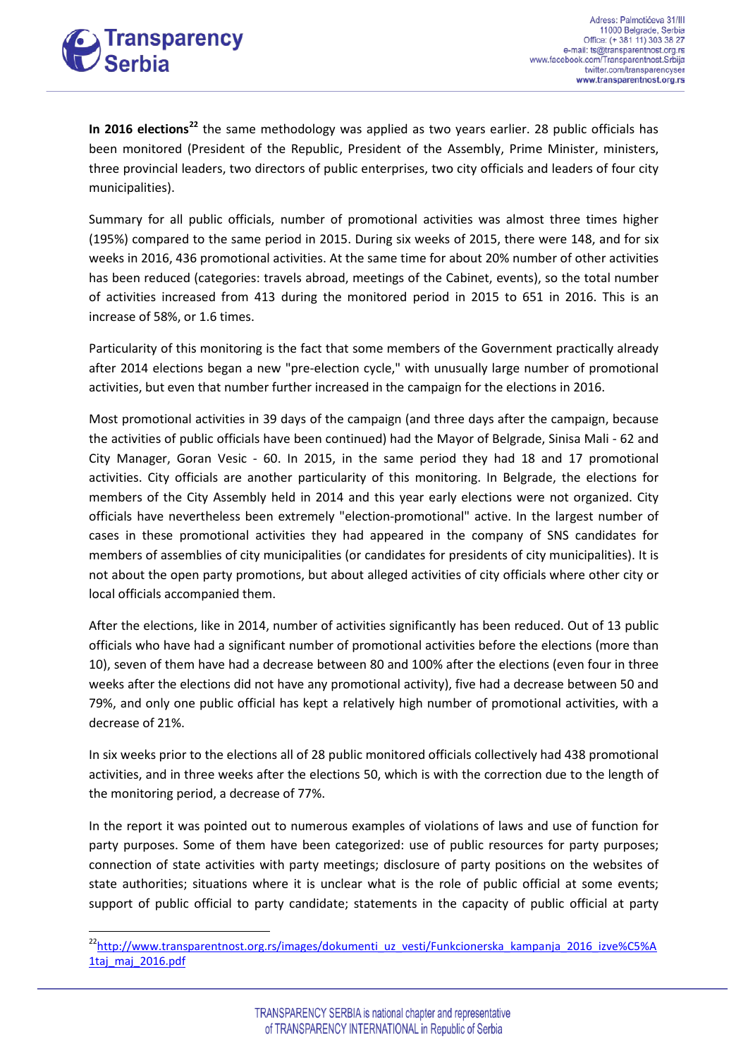**In 2016 elections**[22] the same methodology was applied as two years earlier. 28 public officials has been monitored (President of the Republic, President of the Assembly, Prime Minister, ministers, three provincial leaders, two directors of public enterprises, two city officials and leaders of four city municipalities).

Summary for all public officials, number of promotional activities was almost three times higher (195%) compared to the same period in 2015. During six weeks of 2015, there were 148, and for six weeks in 2016, 436 promotional activities. At the same time for about 20% number of other activities has been reduced (categories: travels abroad, meetings of the Cabinet, events), so the total number of activities increased from 413 during the monitored period in 2015 to 651 in 2016. This is an increase of 58%, or 1.6 times.

Particularity of this monitoring is the fact that some members of the Government practically already after 2014 elections began a new "pre-election cycle," with unusually large number of promotional activities, but even that number further increased in the campaign for the elections in 2016.

Most promotional activities in 39 days of the campaign (and three days after the campaign, because the activities of public officials have been continued) had the Mayor of Belgrade, Sinisa Mali - 62 and City Manager, Goran Vesic - 60. In 2015, in the same period they had 18 and 17 promotional activities. City officials are another particularity of this monitoring. In Belgrade, the elections for members of the City Assembly held in 2014 and this year early elections were not organized. City officials have nevertheless been extremely "election-promotional" active. In the largest number of cases in these promotional activities they had appeared in the company of SNS candidates for members of assemblies of city municipalities (or candidates for presidents of city municipalities). It is not about the open party promotions, but about alleged activities of city officials where other city or local officials accompanied them.

After the elections, like in 2014, number of activities significantly has been reduced. Out of 13 public officials who have had a significant number of promotional activities before the elections (more than 10), seven of them have had a decrease between 80 and 100% after the elections (even four in three weeks after the elections did not have any promotional activity), five had a decrease between 50 and 79%, and only one public official has kept a relatively high number of promotional activities, with a decrease of 21%.

In six weeks prior to the elections all of 28 public monitored officials collectively had 438 promotional activities, and in three weeks after the elections 50, which is with the correction due to the length of the monitoring period, a decrease of 77%.

In the report it was pointed out to numerous examples of violations of laws and use of function for party purposes. Some of them have been categorized: use of public resources for party purposes; connection of state activities with party meetings; disclosure of party positions on the websites of state authorities; situations where it is unclear what is the role of public official at some events; support of public official to party candidate; statements in the capacity of public official at party

[22] http://www.transparentnost.org.rs/images/dokumenti_uz_vesti/Funkcionerska_kampanja_2016_izve%C5%A1taj_maj_2016.pdf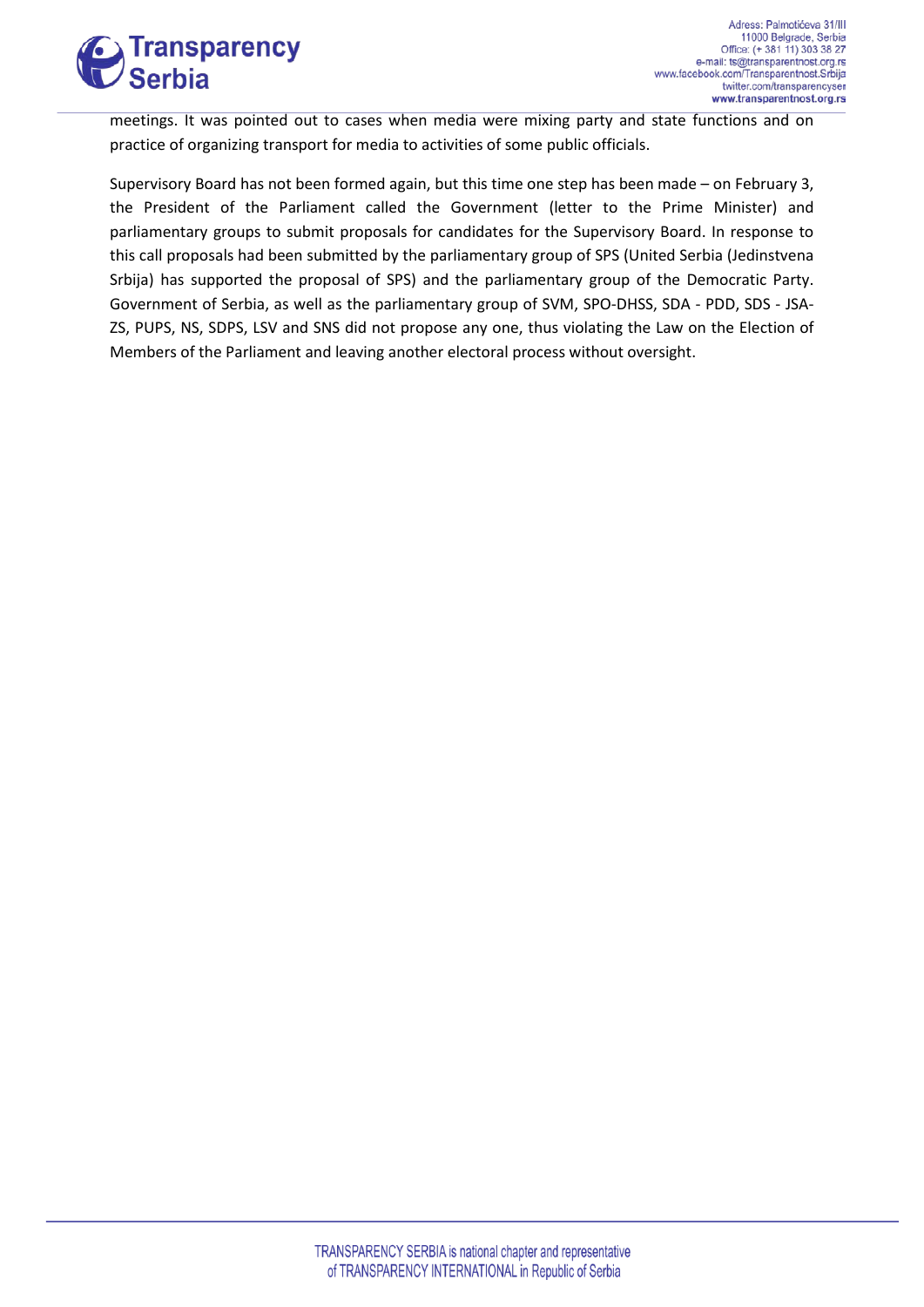meetings. It was pointed out to cases when media were mixing party and state functions and on practice of organizing transport for media to activities of some public officials.

Supervisory Board has not been formed again, but this time one step has been made – on February 3, the President of the Parliament called the Government (letter to the Prime Minister) and parliamentary groups to submit proposals for candidates for the Supervisory Board. In response to this call proposals had been submitted by the parliamentary group of SPS (United Serbia (Jedinstvena Srbija) has supported the proposal of SPS) and the parliamentary group of the Democratic Party. Government of Serbia, as well as the parliamentary group of SVM, SPO-DHSS, SDA - PDD, SDS - JSA-ZS, PUPS, NS, SDPS, LSV and SNS did not propose any one, thus violating the Law on the Election of Members of the Parliament and leaving another electoral process without oversight.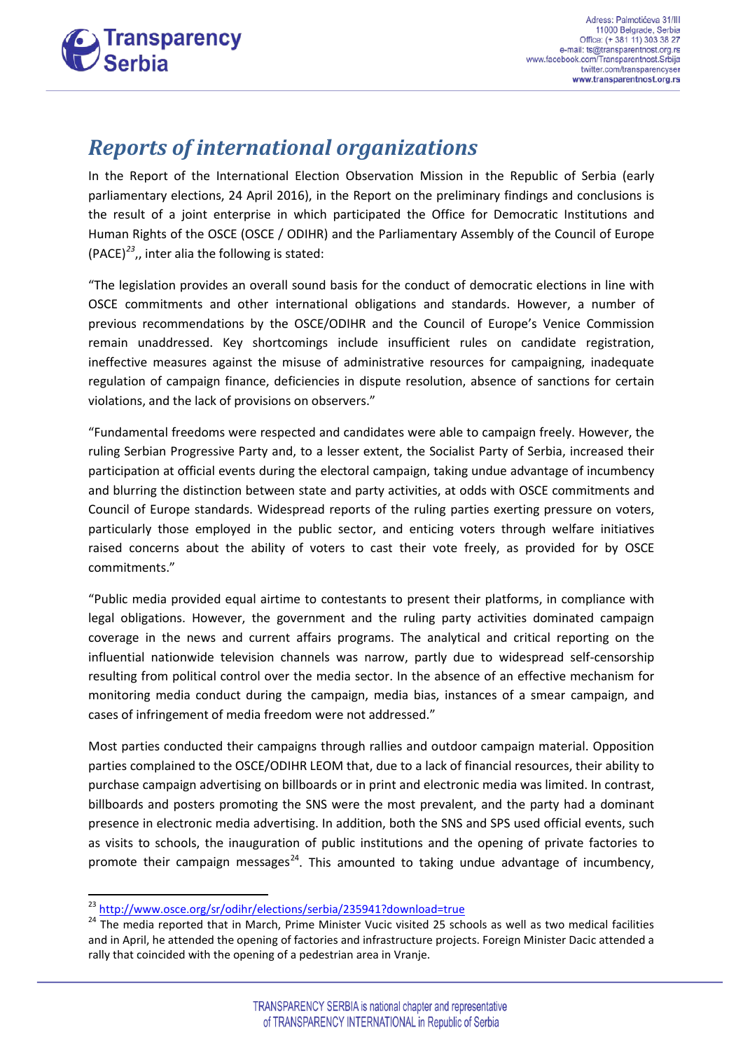## *Reports of international organizations*

In the Report of the International Election Observation Mission in the Republic of Serbia (early parliamentary elections, 24 April 2016), in the Report on the preliminary findings and conclusions is the result of a joint enterprise in which participated the Office for Democratic Institutions and Human Rights of the OSCE (OSCE / ODIHR) and the Parliamentary Assembly of the Council of Europe (PACE)[23],, inter alia the following is stated:

"The legislation provides an overall sound basis for the conduct of democratic elections in line with OSCE commitments and other international obligations and standards. However, a number of previous recommendations by the OSCE/ODIHR and the Council of Europe's Venice Commission remain unaddressed. Key shortcomings include insufficient rules on candidate registration, ineffective measures against the misuse of administrative resources for campaigning, inadequate regulation of campaign finance, deficiencies in dispute resolution, absence of sanctions for certain violations, and the lack of provisions on observers."

"Fundamental freedoms were respected and candidates were able to campaign freely. However, the ruling Serbian Progressive Party and, to a lesser extent, the Socialist Party of Serbia, increased their participation at official events during the electoral campaign, taking undue advantage of incumbency and blurring the distinction between state and party activities, at odds with OSCE commitments and Council of Europe standards. Widespread reports of the ruling parties exerting pressure on voters, particularly those employed in the public sector, and enticing voters through welfare initiatives raised concerns about the ability of voters to cast their vote freely, as provided for by OSCE commitments."

"Public media provided equal airtime to contestants to present their platforms, in compliance with legal obligations. However, the government and the ruling party activities dominated campaign coverage in the news and current affairs programs. The analytical and critical reporting on the influential nationwide television channels was narrow, partly due to widespread self-censorship resulting from political control over the media sector. In the absence of an effective mechanism for monitoring media conduct during the campaign, media bias, instances of a smear campaign, and cases of infringement of media freedom were not addressed."

Most parties conducted their campaigns through rallies and outdoor campaign material. Opposition parties complained to the OSCE/ODIHR LEOM that, due to a lack of financial resources, their ability to purchase campaign advertising on billboards or in print and electronic media was limited. In contrast, billboards and posters promoting the SNS were the most prevalent, and the party had a dominant presence in electronic media advertising. In addition, both the SNS and SPS used official events, such as visits to schools, the inauguration of public institutions and the opening of private factories to promote their campaign messages[24]. This amounted to taking undue advantage of incumbency,

[23] http://www.osce.org/sr/odihr/elections/serbia/235941?download=true

[24] The media reported that in March, Prime Minister Vucic visited 25 schools as well as two medical facilities and in April, he attended the opening of factories and infrastructure projects. Foreign Minister Dacic attended a rally that coincided with the opening of a pedestrian area in Vranje.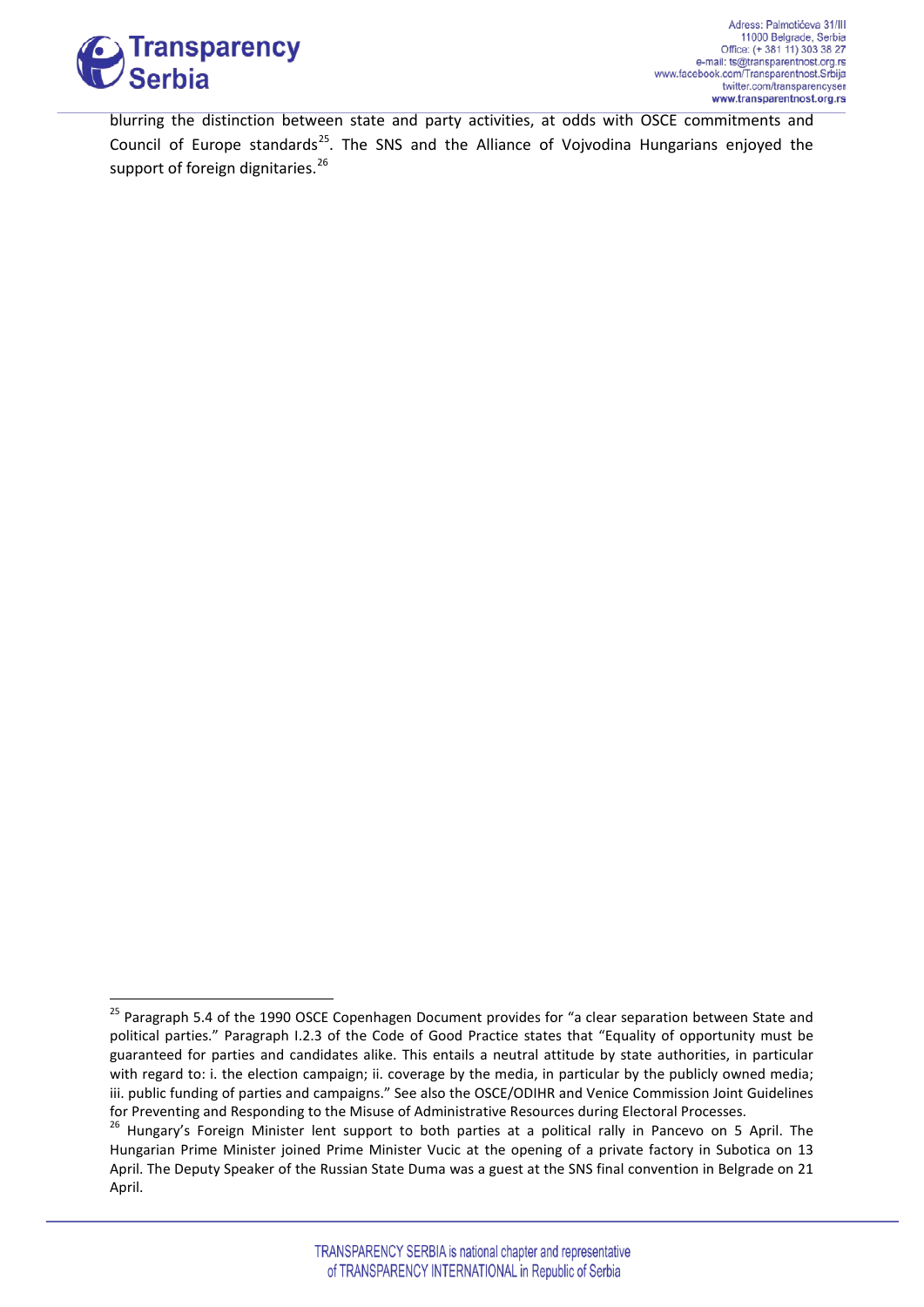blurring the distinction between state and party activities, at odds with OSCE commitments and Council of Europe standards[25]. The SNS and the Alliance of Vojvodina Hungarians enjoyed the support of foreign dignitaries.[26]

---

[25] Paragraph 5.4 of the 1990 OSCE Copenhagen Document provides for "a clear separation between State and political parties." Paragraph I.2.3 of the Code of Good Practice states that "Equality of opportunity must be guaranteed for parties and candidates alike. This entails a neutral attitude by state authorities, in particular with regard to: i. the election campaign; ii. coverage by the media, in particular by the publicly owned media; iii. public funding of parties and campaigns." See also the OSCE/ODIHR and Venice Commission Joint Guidelines for Preventing and Responding to the Misuse of Administrative Resources during Electoral Processes.

[26] Hungary's Foreign Minister lent support to both parties at a political rally in Pancevo on 5 April. The Hungarian Prime Minister joined Prime Minister Vucic at the opening of a private factory in Subotica on 13 April. The Deputy Speaker of the Russian State Duma was a guest at the SNS final convention in Belgrade on 21 April.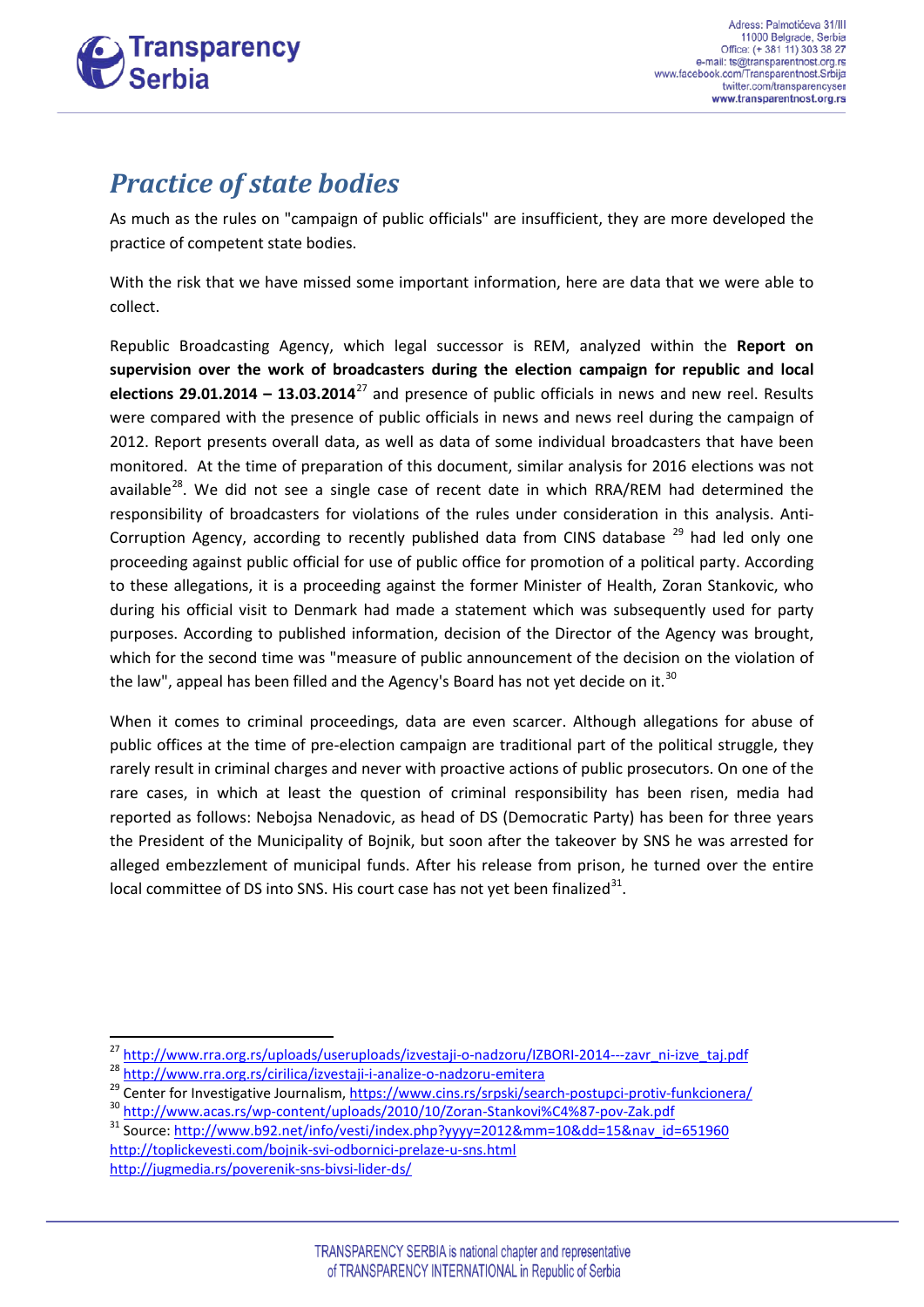## *Practice of state bodies*

As much as the rules on "campaign of public officials" are insufficient, they are more developed the practice of competent state bodies.

With the risk that we have missed some important information, here are data that we were able to collect.

Republic Broadcasting Agency, which legal successor is REM, analyzed within the **Report on supervision over the work of broadcasters during the election campaign for republic and local elections 29.01.2014 – 13.03.2014**[27] and presence of public officials in news and new reel. Results were compared with the presence of public officials in news and news reel during the campaign of 2012. Report presents overall data, as well as data of some individual broadcasters that have been monitored. At the time of preparation of this document, similar analysis for 2016 elections was not available[28]. We did not see a single case of recent date in which RRA/REM had determined the responsibility of broadcasters for violations of the rules under consideration in this analysis. Anti-Corruption Agency, according to recently published data from CINS database [29] had led only one proceeding against public official for use of public office for promotion of a political party. According to these allegations, it is a proceeding against the former Minister of Health, Zoran Stankovic, who during his official visit to Denmark had made a statement which was subsequently used for party purposes. According to published information, decision of the Director of the Agency was brought, which for the second time was "measure of public announcement of the decision on the violation of the law", appeal has been filled and the Agency's Board has not yet decide on it.[30]

When it comes to criminal proceedings, data are even scarcer. Although allegations for abuse of public offices at the time of pre-election campaign are traditional part of the political struggle, they rarely result in criminal charges and never with proactive actions of public prosecutors. On one of the rare cases, in which at least the question of criminal responsibility has been risen, media had reported as follows: Nebojsa Nenadovic, as head of DS (Democratic Party) has been for three years the President of the Municipality of Bojnik, but soon after the takeover by SNS he was arrested for alleged embezzlement of municipal funds. After his release from prison, he turned over the entire local committee of DS into SNS. His court case has not yet been finalized[31].

---

[27] http://www.rra.org.rs/uploads/useruploads/izvestaji-o-nadzoru/IZBORI-2014---zavr_ni-izve_taj.pdf

[28] http://www.rra.org.rs/cirilica/izvestaji-i-analize-o-nadzoru-emitera

[29] Center for Investigative Journalism, https://www.cins.rs/srpski/search-postupci-protiv-funkcionera/

[30] http://www.acas.rs/wp-content/uploads/2010/10/Zoran-Stankovi%C4%87-pov-Zak.pdf

[31] Source: http://www.b92.net/info/vesti/index.php?yyyy=2012&mm=10&dd=15&nav_id=651960
http://toplickevesti.com/bojnik-svi-odbornici-prelaze-u-sns.html
http://jugmedia.rs/poverenik-sns-bivsi-lider-ds/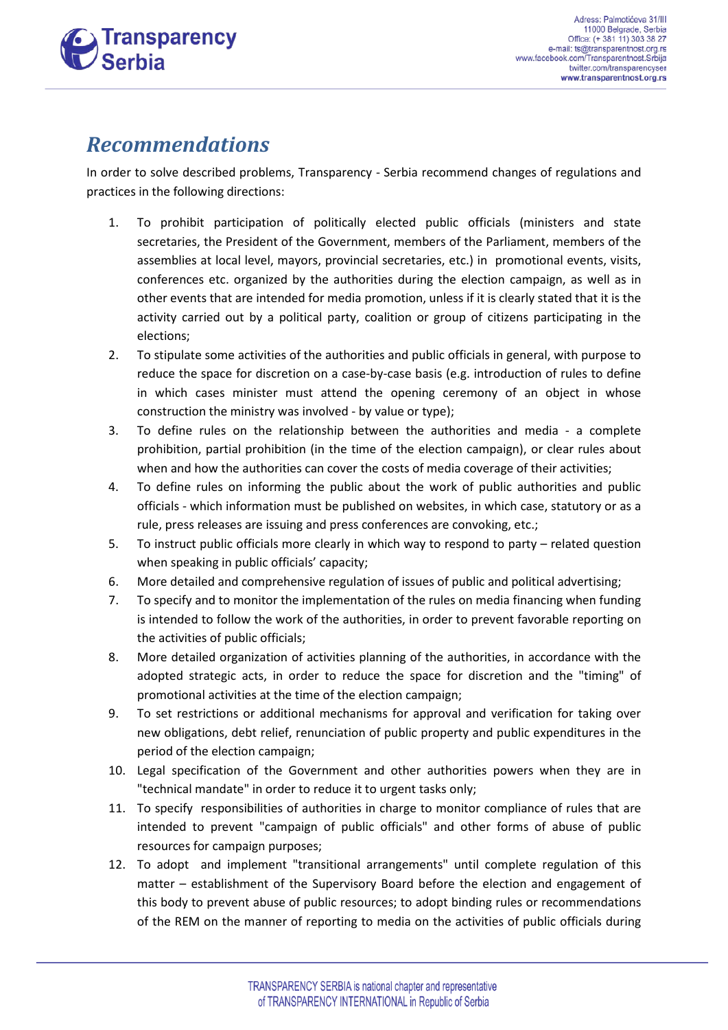## *Recommendations*

In order to solve described problems, Transparency - Serbia recommend changes of regulations and practices in the following directions:

1. To prohibit participation of politically elected public officials (ministers and state secretaries, the President of the Government, members of the Parliament, members of the assemblies at local level, mayors, provincial secretaries, etc.) in promotional events, visits, conferences etc. organized by the authorities during the election campaign, as well as in other events that are intended for media promotion, unless if it is clearly stated that it is the activity carried out by a political party, coalition or group of citizens participating in the elections;
2. To stipulate some activities of the authorities and public officials in general, with purpose to reduce the space for discretion on a case-by-case basis (e.g. introduction of rules to define in which cases minister must attend the opening ceremony of an object in whose construction the ministry was involved - by value or type);
3. To define rules on the relationship between the authorities and media - a complete prohibition, partial prohibition (in the time of the election campaign), or clear rules about when and how the authorities can cover the costs of media coverage of their activities;
4. To define rules on informing the public about the work of public authorities and public officials - which information must be published on websites, in which case, statutory or as a rule, press releases are issuing and press conferences are convoking, etc.;
5. To instruct public officials more clearly in which way to respond to party – related question when speaking in public officials' capacity;
6. More detailed and comprehensive regulation of issues of public and political advertising;
7. To specify and to monitor the implementation of the rules on media financing when funding is intended to follow the work of the authorities, in order to prevent favorable reporting on the activities of public officials;
8. More detailed organization of activities planning of the authorities, in accordance with the adopted strategic acts, in order to reduce the space for discretion and the "timing" of promotional activities at the time of the election campaign;
9. To set restrictions or additional mechanisms for approval and verification for taking over new obligations, debt relief, renunciation of public property and public expenditures in the period of the election campaign;
10. Legal specification of the Government and other authorities powers when they are in "technical mandate" in order to reduce it to urgent tasks only;
11. To specify responsibilities of authorities in charge to monitor compliance of rules that are intended to prevent "campaign of public officials" and other forms of abuse of public resources for campaign purposes;
12. To adopt and implement "transitional arrangements" until complete regulation of this matter – establishment of the Supervisory Board before the election and engagement of this body to prevent abuse of public resources; to adopt binding rules or recommendations of the REM on the manner of reporting to media on the activities of public officials during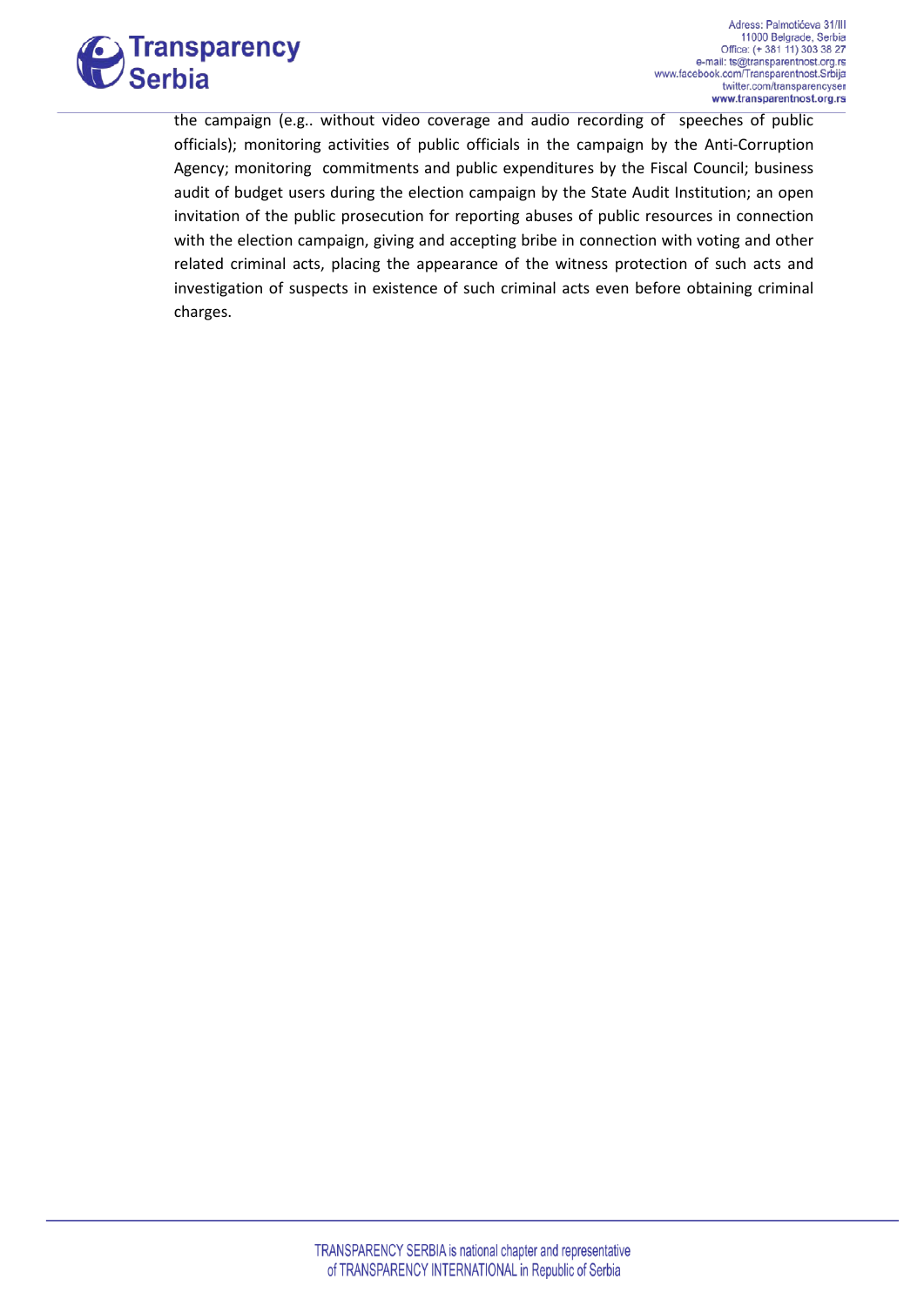the campaign (e.g.. without video coverage and audio recording of speeches of public officials); monitoring activities of public officials in the campaign by the Anti-Corruption Agency; monitoring commitments and public expenditures by the Fiscal Council; business audit of budget users during the election campaign by the State Audit Institution; an open invitation of the public prosecution for reporting abuses of public resources in connection with the election campaign, giving and accepting bribe in connection with voting and other related criminal acts, placing the appearance of the witness protection of such acts and investigation of suspects in existence of such criminal acts even before obtaining criminal charges.